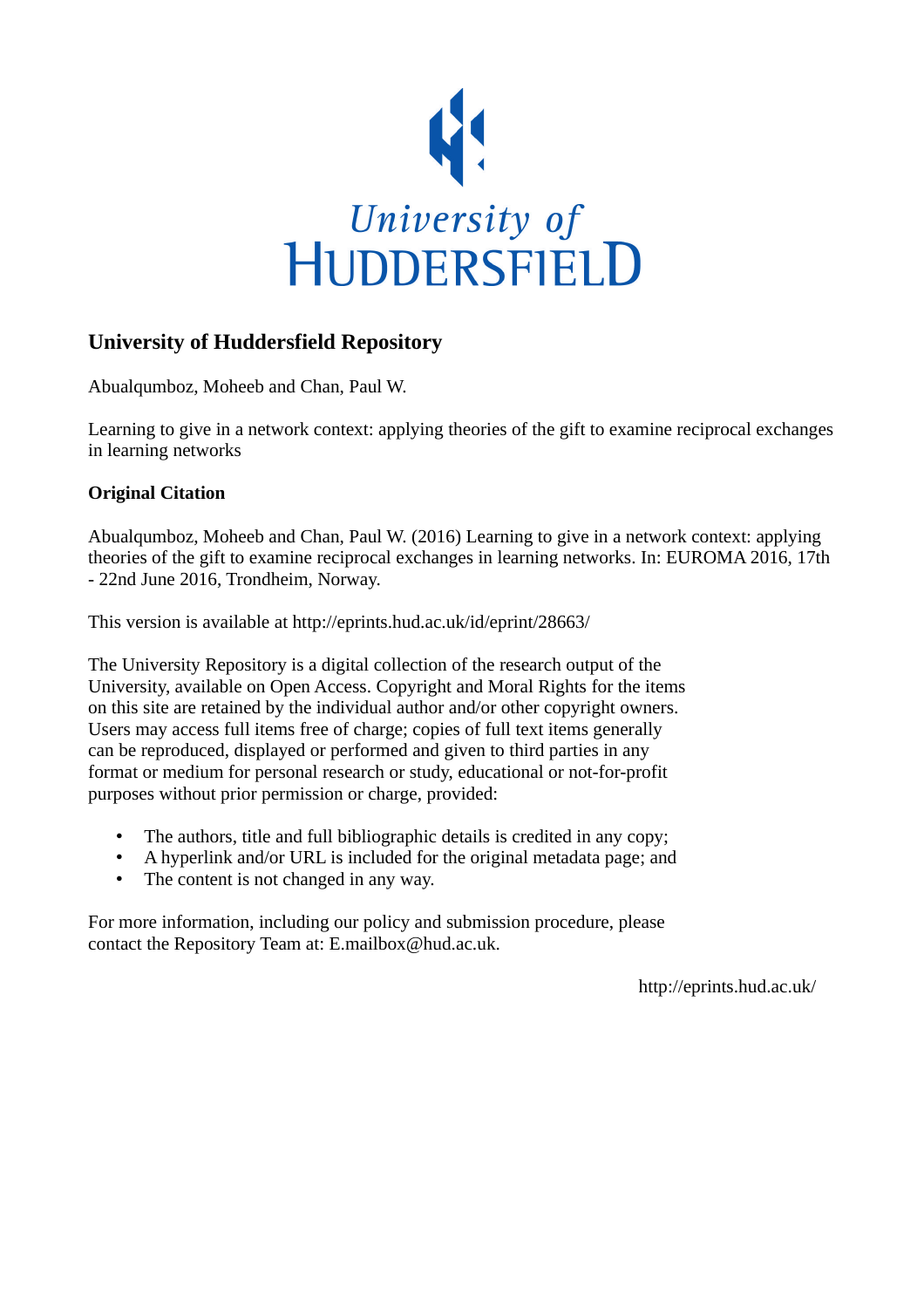University of HUDDERSFIELD

## University of Huddersfield Repository

Abualqumboz, Moheeb and Chan, Paul W.

Learning to give in a network context: applying theories of the gift to examine reciprocal exchanges in learning networks

### Original Citation

Abualqumboz, Moheeb and Chan, Paul W. (2016) Learning to give in a network context: applying theories of the gift to examine reciprocal exchanges in learning networks. In: EUROMA 2016, 17th - 22nd June 2016, Trondheim, Norway.

This version is available at http://eprints.hud.ac.uk/id/eprint/28663/

The University Repository is a digital collection of the research output of the University, available on Open Access. Copyright and Moral Rights for the items on this site are retained by the individual author and/or other copyright owners. Users may access full items free of charge; copies of full text items generally can be reproduced, displayed or performed and given to third parties in any format or medium for personal research or study, educational or not-for-profit purposes without prior permission or charge, provided:

- The authors, title and full bibliographic details is credited in any copy;
- A hyperlink and/or URL is included for the original metadata page; and
- The content is not changed in any way.

For more information, including our policy and submission procedure, please contact the Repository Team at: E.mailbox@hud.ac.uk.

http://eprints.hud.ac.uk/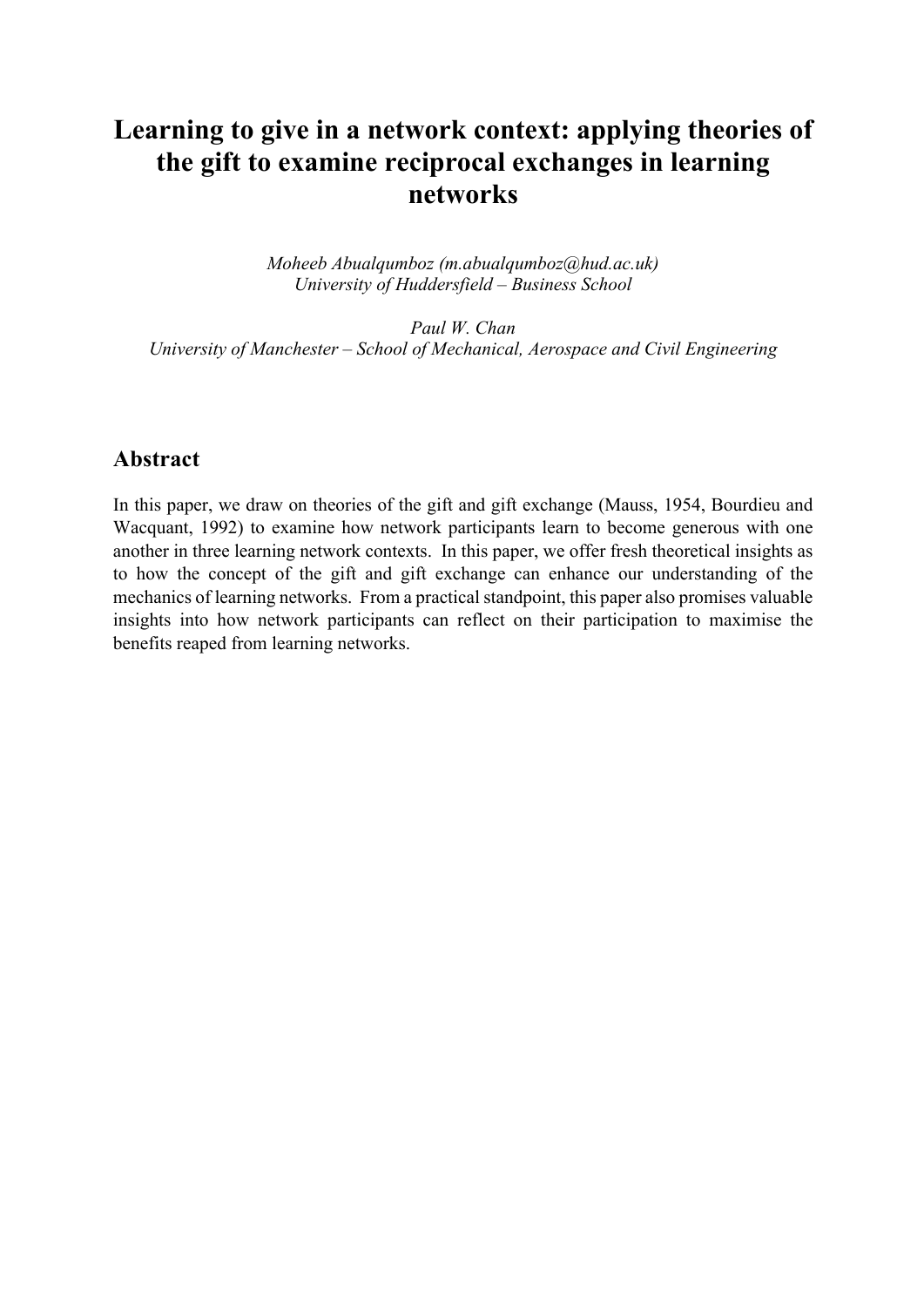# Learning to give in a network context: applying theories of the gift to examine reciprocal exchanges in learning networks

*Moheeb Abualqumboz (m.abualqumboz@hud.ac.uk)*
*University of Huddersfield – Business School*

*Paul W. Chan*
*University of Manchester – School of Mechanical, Aerospace and Civil Engineering*

## Abstract

In this paper, we draw on theories of the gift and gift exchange (Mauss, 1954, Bourdieu and Wacquant, 1992) to examine how network participants learn to become generous with one another in three learning network contexts. In this paper, we offer fresh theoretical insights as to how the concept of the gift and gift exchange can enhance our understanding of the mechanics of learning networks. From a practical standpoint, this paper also promises valuable insights into how network participants can reflect on their participation to maximise the benefits reaped from learning networks.